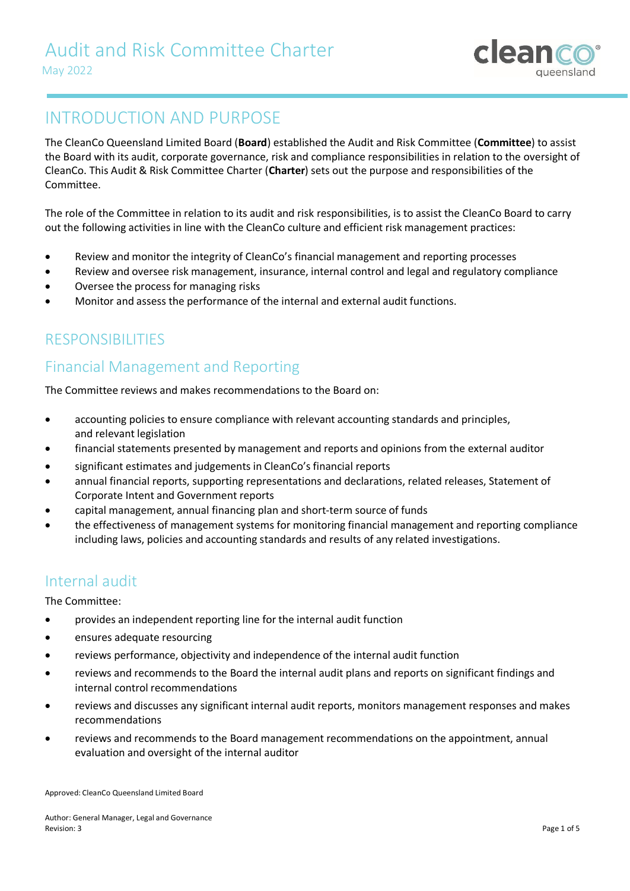# Audit and Risk Committee Charter

May 2022

## INTRODUCTION AND PURPOSE

The CleanCo Queensland Limited Board (**Board**) established the Audit and Risk Committee (**Committee**) to assist the Board with its audit, corporate governance, risk and compliance responsibilities in relation to the oversight of CleanCo. This Audit & Risk Committee Charter (**Charter**) sets out the purpose and responsibilities of the Committee.

The role of the Committee in relation to its audit and risk responsibilities, is to assist the CleanCo Board to carry out the following activities in line with the CleanCo culture and efficient risk management practices:

- Review and monitor the integrity of CleanCo's financial management and reporting processes
- Review and oversee risk management, insurance, internal control and legal and regulatory compliance
- Oversee the process for managing risks
- Monitor and assess the performance of the internal and external audit functions.

## RESPONSIBILITIES

### Financial Management and Reporting

The Committee reviews and makes recommendations to the Board on:

- accounting policies to ensure compliance with relevant accounting standards and principles, and relevant legislation
- financial statements presented by management and reports and opinions from the external auditor
- significant estimates and judgements in CleanCo's financial reports
- annual financial reports, supporting representations and declarations, related releases, Statement of Corporate Intent and Government reports
- capital management, annual financing plan and short-term source of funds
- the effectiveness of management systems for monitoring financial management and reporting compliance including laws, policies and accounting standards and results of any related investigations.

### Internal audit

The Committee:

- provides an independent reporting line for the internal audit function
- ensures adequate resourcing
- reviews performance, objectivity and independence of the internal audit function
- reviews and recommends to the Board the internal audit plans and reports on significant findings and internal control recommendations
- reviews and discusses any significant internal audit reports, monitors management responses and makes recommendations
- reviews and recommends to the Board management recommendations on the appointment, annual evaluation and oversight of the internal auditor

Approved: CleanCo Queensland Limited Board

Author: General Manager, Legal and Governance
Revision: 3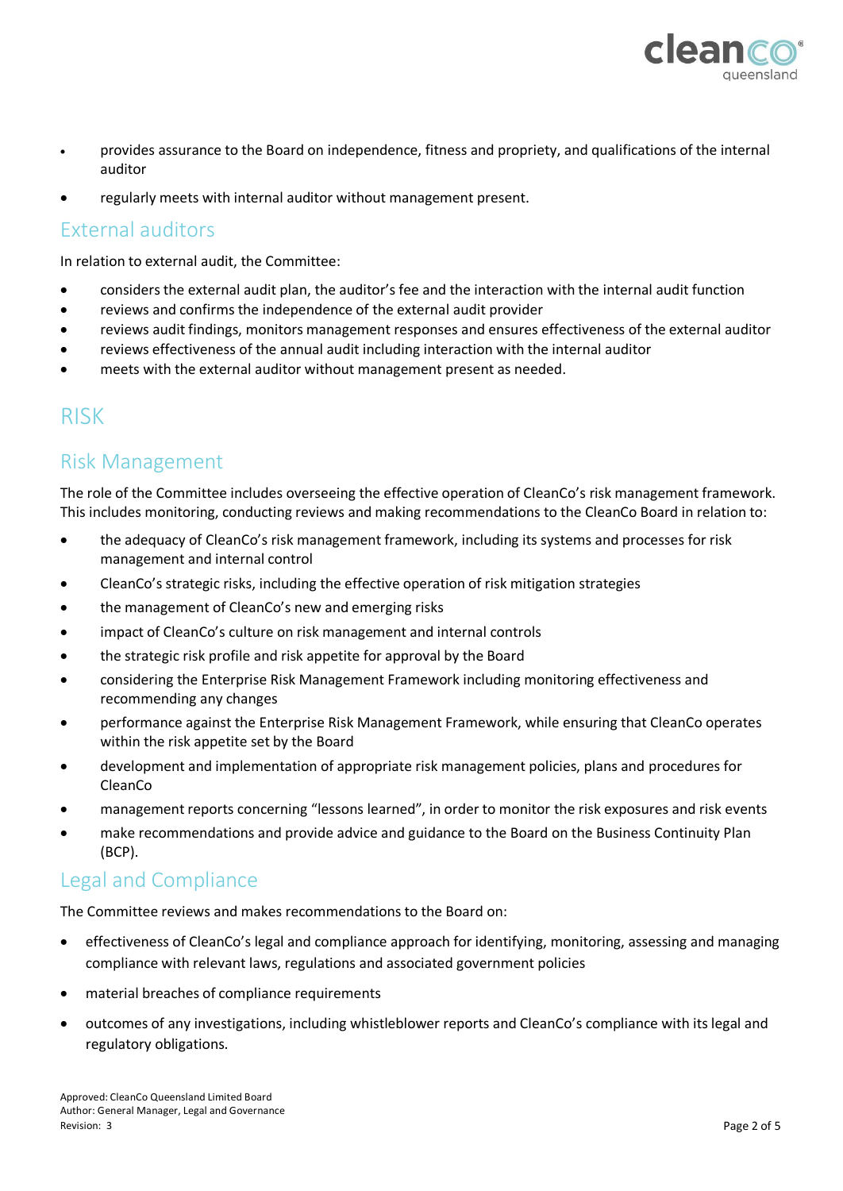- provides assurance to the Board on independence, fitness and propriety, and qualifications of the internal auditor
- regularly meets with internal auditor without management present.

## External auditors

In relation to external audit, the Committee:

- considers the external audit plan, the auditor's fee and the interaction with the internal audit function
- reviews and confirms the independence of the external audit provider
- reviews audit findings, monitors management responses and ensures effectiveness of the external auditor
- reviews effectiveness of the annual audit including interaction with the internal auditor
- meets with the external auditor without management present as needed.

# RISK

## Risk Management

The role of the Committee includes overseeing the effective operation of CleanCo's risk management framework. This includes monitoring, conducting reviews and making recommendations to the CleanCo Board in relation to:

- the adequacy of CleanCo's risk management framework, including its systems and processes for risk management and internal control
- CleanCo's strategic risks, including the effective operation of risk mitigation strategies
- the management of CleanCo's new and emerging risks
- impact of CleanCo's culture on risk management and internal controls
- the strategic risk profile and risk appetite for approval by the Board
- considering the Enterprise Risk Management Framework including monitoring effectiveness and recommending any changes
- performance against the Enterprise Risk Management Framework, while ensuring that CleanCo operates within the risk appetite set by the Board
- development and implementation of appropriate risk management policies, plans and procedures for CleanCo
- management reports concerning "lessons learned", in order to monitor the risk exposures and risk events
- make recommendations and provide advice and guidance to the Board on the Business Continuity Plan (BCP).

## Legal and Compliance

The Committee reviews and makes recommendations to the Board on:

- effectiveness of CleanCo's legal and compliance approach for identifying, monitoring, assessing and managing compliance with relevant laws, regulations and associated government policies
- material breaches of compliance requirements
- outcomes of any investigations, including whistleblower reports and CleanCo's compliance with its legal and regulatory obligations.

Approved: CleanCo Queensland Limited Board
Author: General Manager, Legal and Governance
Revision: 3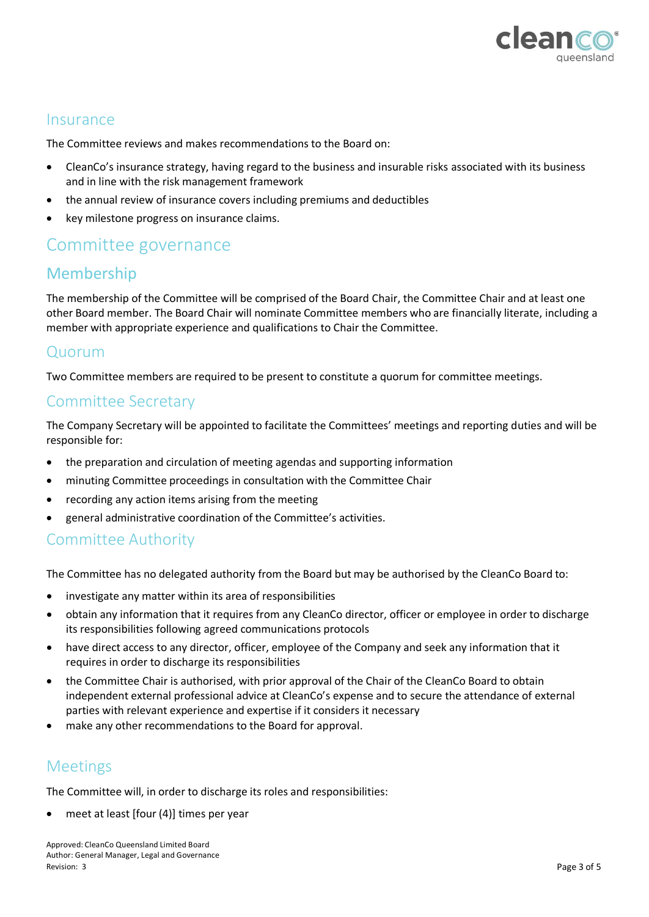## Insurance

The Committee reviews and makes recommendations to the Board on:

- CleanCo's insurance strategy, having regard to the business and insurable risks associated with its business and in line with the risk management framework
- the annual review of insurance covers including premiums and deductibles
- key milestone progress on insurance claims.

# Committee governance

## Membership

The membership of the Committee will be comprised of the Board Chair, the Committee Chair and at least one other Board member. The Board Chair will nominate Committee members who are financially literate, including a member with appropriate experience and qualifications to Chair the Committee.

## Quorum

Two Committee members are required to be present to constitute a quorum for committee meetings.

## Committee Secretary

The Company Secretary will be appointed to facilitate the Committees' meetings and reporting duties and will be responsible for:

- the preparation and circulation of meeting agendas and supporting information
- minuting Committee proceedings in consultation with the Committee Chair
- recording any action items arising from the meeting
- general administrative coordination of the Committee's activities.

## Committee Authority

The Committee has no delegated authority from the Board but may be authorised by the CleanCo Board to:

- investigate any matter within its area of responsibilities
- obtain any information that it requires from any CleanCo director, officer or employee in order to discharge its responsibilities following agreed communications protocols
- have direct access to any director, officer, employee of the Company and seek any information that it requires in order to discharge its responsibilities
- the Committee Chair is authorised, with prior approval of the Chair of the CleanCo Board to obtain independent external professional advice at CleanCo's expense and to secure the attendance of external parties with relevant experience and expertise if it considers it necessary
- make any other recommendations to the Board for approval.

## Meetings

The Committee will, in order to discharge its roles and responsibilities:

- meet at least [four (4)] times per year

Approved: CleanCo Queensland Limited Board
Author: General Manager, Legal and Governance
Revision: 3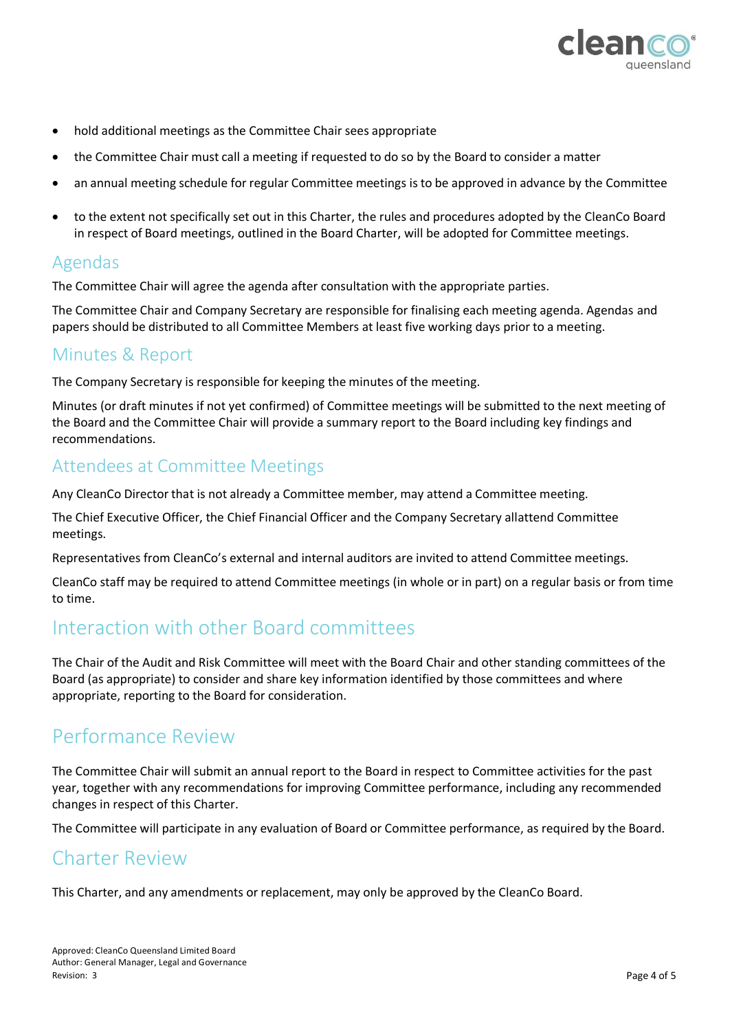- hold additional meetings as the Committee Chair sees appropriate
- the Committee Chair must call a meeting if requested to do so by the Board to consider a matter
- an annual meeting schedule for regular Committee meetings is to be approved in advance by the Committee
- to the extent not specifically set out in this Charter, the rules and procedures adopted by the CleanCo Board in respect of Board meetings, outlined in the Board Charter, will be adopted for Committee meetings.

## Agendas

The Committee Chair will agree the agenda after consultation with the appropriate parties.

The Committee Chair and Company Secretary are responsible for finalising each meeting agenda. Agendas and papers should be distributed to all Committee Members at least five working days prior to a meeting.

## Minutes & Report

The Company Secretary is responsible for keeping the minutes of the meeting.

Minutes (or draft minutes if not yet confirmed) of Committee meetings will be submitted to the next meeting of the Board and the Committee Chair will provide a summary report to the Board including key findings and recommendations.

## Attendees at Committee Meetings

Any CleanCo Director that is not already a Committee member, may attend a Committee meeting.

The Chief Executive Officer, the Chief Financial Officer and the Company Secretary allattend Committee meetings.

Representatives from CleanCo's external and internal auditors are invited to attend Committee meetings.

CleanCo staff may be required to attend Committee meetings (in whole or in part) on a regular basis or from time to time.

## Interaction with other Board committees

The Chair of the Audit and Risk Committee will meet with the Board Chair and other standing committees of the Board (as appropriate) to consider and share key information identified by those committees and where appropriate, reporting to the Board for consideration.

## Performance Review

The Committee Chair will submit an annual report to the Board in respect to Committee activities for the past year, together with any recommendations for improving Committee performance, including any recommended changes in respect of this Charter.

The Committee will participate in any evaluation of Board or Committee performance, as required by the Board.

## Charter Review

This Charter, and any amendments or replacement, may only be approved by the CleanCo Board.

Approved: CleanCo Queensland Limited Board
Author: General Manager, Legal and Governance
Revision: 3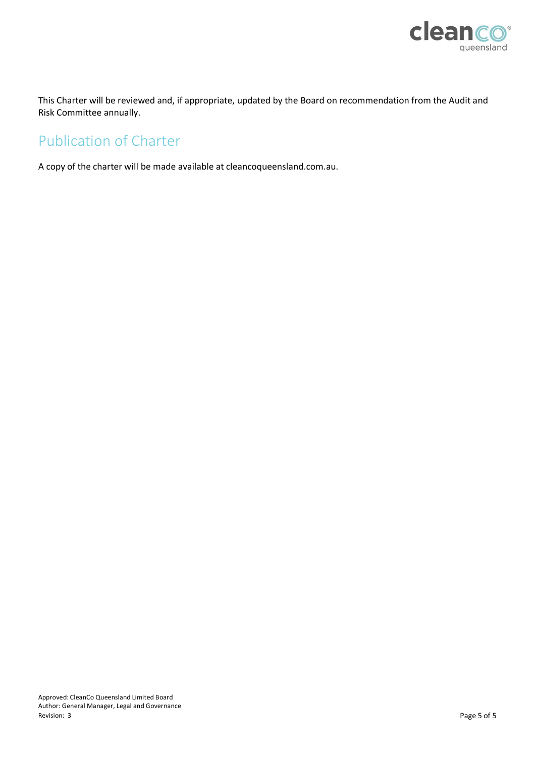This Charter will be reviewed and, if appropriate, updated by the Board on recommendation from the Audit and Risk Committee annually.

## Publication of Charter

A copy of the charter will be made available at cleancoqueensland.com.au.